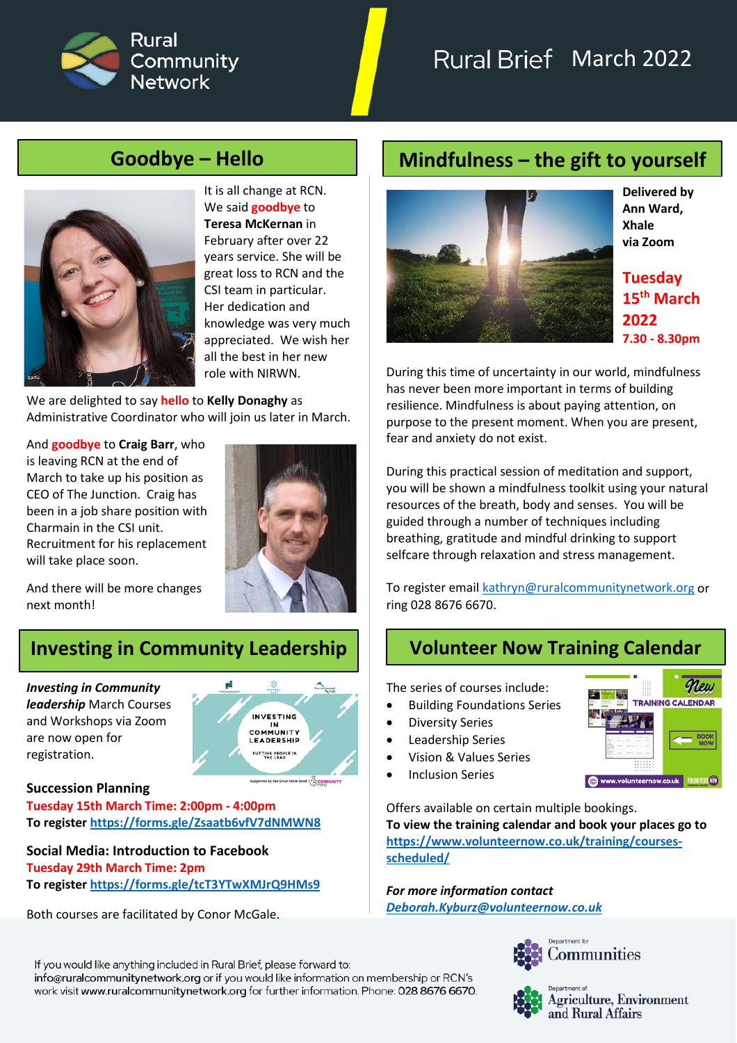Rural Community Network

# Rural Brief March 2022

## Goodbye – Hello

It is all change at RCN. We said **goodbye** to **Teresa McKernan** in February after over 22 years service. She will be great loss to RCN and the CSI team in particular. Her dedication and knowledge was very much appreciated. We wish her all the best in her new role with NIRWN.

We are delighted to say **hello** to **Kelly Donaghy** as Administrative Coordinator who will join us later in March.

And **goodbye** to **Craig Barr**, who is leaving RCN at the end of March to take up his position as CEO of The Junction. Craig has been in a job share position with Charmain in the CSI unit. Recruitment for his replacement will take place soon.

And there will be more changes next month!

## Mindfulness – the gift to yourself

**Delivered by Ann Ward, Xhale via Zoom**

**Tuesday 15th March 2022**
**7.30 - 8.30pm**

During this time of uncertainty in our world, mindfulness has never been more important in terms of building resilience. Mindfulness is about paying attention, on purpose to the present moment. When you are present, fear and anxiety do not exist.

During this practical session of meditation and support, you will be shown a mindfulness toolkit using your natural resources of the breath, body and senses. You will be guided through a number of techniques including breathing, gratitude and mindful drinking to support selfcare through relaxation and stress management.

To register email kathryn@ruralcommunitynetwork.org or ring 028 8676 6670.

## Investing in Community Leadership

***Investing in Community leadership*** March Courses and Workshops via Zoom are now open for registration.

**Succession Planning**
**Tuesday 15th March Time: 2:00pm - 4:00pm**
**To register https://forms.gle/Zsaatb6vfV7dNMWN8**

**Social Media: Introduction to Facebook**
**Tuesday 29th March Time: 2pm**
**To register https://forms.gle/tcT3YTwXMJrQ9HMs9**

Both courses are facilitated by Conor McGale.

## Volunteer Now Training Calendar

The series of courses include:

- Building Foundations Series
- Diversity Series
- Leadership Series
- Vision & Values Series
- Inclusion Series

Offers available on certain multiple bookings.
**To view the training calendar and book your places go to https://www.volunteernow.co.uk/training/courses-scheduled/**

***For more information contact***
***Deborah.Kyburz@volunteernow.co.uk***

If you would like anything included in Rural Brief, please forward to: info@ruralcommunitynetwork.org or if you would like information on membership or RCN's work visit www.ruralcommunitynetwork.org for further information. Phone: 028 8676 6670.

Department for Communities
Department of Agriculture, Environment and Rural Affairs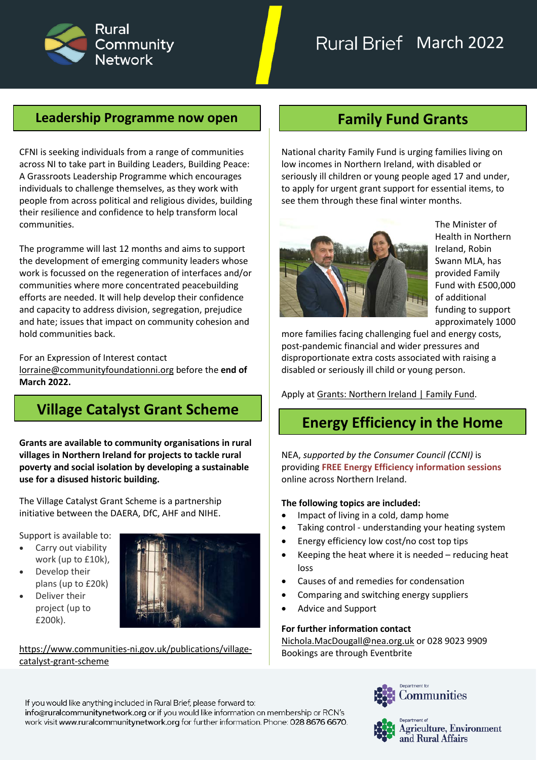Rural Community Network

# Rural Brief March 2022

## Leadership Programme now open

CFNI is seeking individuals from a range of communities across NI to take part in Building Leaders, Building Peace: A Grassroots Leadership Programme which encourages individuals to challenge themselves, as they work with people from across political and religious divides, building their resilience and confidence to help transform local communities.

The programme will last 12 months and aims to support the development of emerging community leaders whose work is focussed on the regeneration of interfaces and/or communities where more concentrated peacebuilding efforts are needed. It will help develop their confidence and capacity to address division, segregation, prejudice and hate; issues that impact on community cohesion and hold communities back.

For an Expression of Interest contact lorraine@communityfoundationni.org before the **end of March 2022.**

## Village Catalyst Grant Scheme

**Grants are available to community organisations in rural villages in Northern Ireland for projects to tackle rural poverty and social isolation by developing a sustainable use for a disused historic building.**

The Village Catalyst Grant Scheme is a partnership initiative between the DAERA, DfC, AHF and NIHE.

Support is available to:

- Carry out viability work (up to £10k),
- Develop their plans (up to £20k)
- Deliver their project (up to £200k).

https://www.communities-ni.gov.uk/publications/village-catalyst-grant-scheme

## Family Fund Grants

National charity Family Fund is urging families living on low incomes in Northern Ireland, with disabled or seriously ill children or young people aged 17 and under, to apply for urgent grant support for essential items, to see them through these final winter months.

The Minister of Health in Northern Ireland, Robin Swann MLA, has provided Family Fund with £500,000 of additional funding to support approximately 1000 more families facing challenging fuel and energy costs, post-pandemic financial and wider pressures and disproportionate extra costs associated with raising a disabled or seriously ill child or young person.

Apply at Grants: Northern Ireland | Family Fund.

## Energy Efficiency in the Home

NEA, *supported by the Consumer Council (CCNI)* is providing **FREE Energy Efficiency information sessions** online across Northern Ireland.

**The following topics are included:**

- Impact of living in a cold, damp home
- Taking control - understanding your heating system
- Energy efficiency low cost/no cost top tips
- Keeping the heat where it is needed – reducing heat loss
- Causes of and remedies for condensation
- Comparing and switching energy suppliers
- Advice and Support

**For further information contact**
Nichola.MacDougall@nea.org.uk or 028 9023 9909
Bookings are through Eventbrite

If you would like anything included in Rural Brief, please forward to: info@ruralcommunitynetwork.org or if you would like information on membership or RCN's work visit www.ruralcommunitynetwork.org for further information. Phone: 028 8676 6670.

Department for Communities

Department of Agriculture, Environment and Rural Affairs